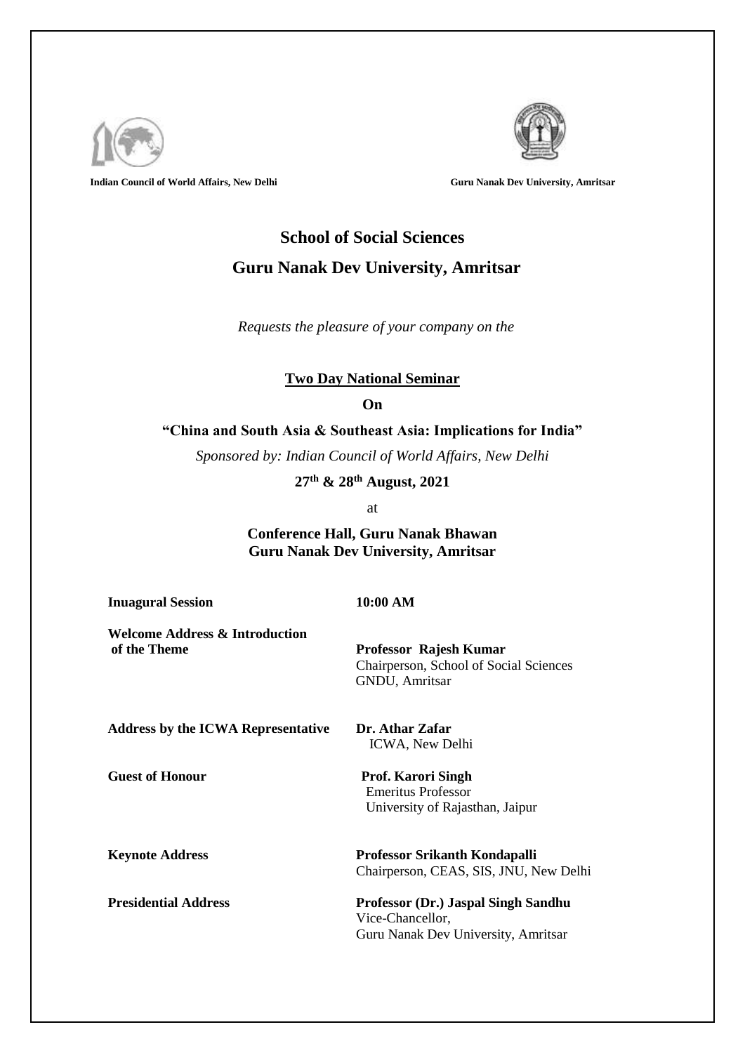**Indian Council of World Affairs, New Delhi** **Guru Nanak Dev University, Amritsar**

## School of Social Sciences

## Guru Nanak Dev University, Amritsar

*Requests the pleasure of your company on the*

**Two Day National Seminar**

**On**

**"China and South Asia & Southeast Asia: Implications for India"**

*Sponsored by: Indian Council of World Affairs, New Delhi*

**27th & 28th August, 2021**

at

**Conference Hall, Guru Nanak Bhawan**
**Guru Nanak Dev University, Amritsar**

| | |
|---|---|
| **Inuagural Session** | **10:00 AM** |
| **Welcome Address & Introduction of the Theme** | **Professor Rajesh Kumar**<br>Chairperson, School of Social Sciences<br>GNDU, Amritsar |
| **Address by the ICWA Representative** | **Dr. Athar Zafar**<br>ICWA, New Delhi |
| **Guest of Honour** | **Prof. Karori Singh**<br>Emeritus Professor<br>University of Rajasthan, Jaipur |
| **Keynote Address** | **Professor Srikanth Kondapalli**<br>Chairperson, CEAS, SIS, JNU, New Delhi |
| **Presidential Address** | **Professor (Dr.) Jaspal Singh Sandhu**<br>Vice-Chancellor,<br>Guru Nanak Dev University, Amritsar |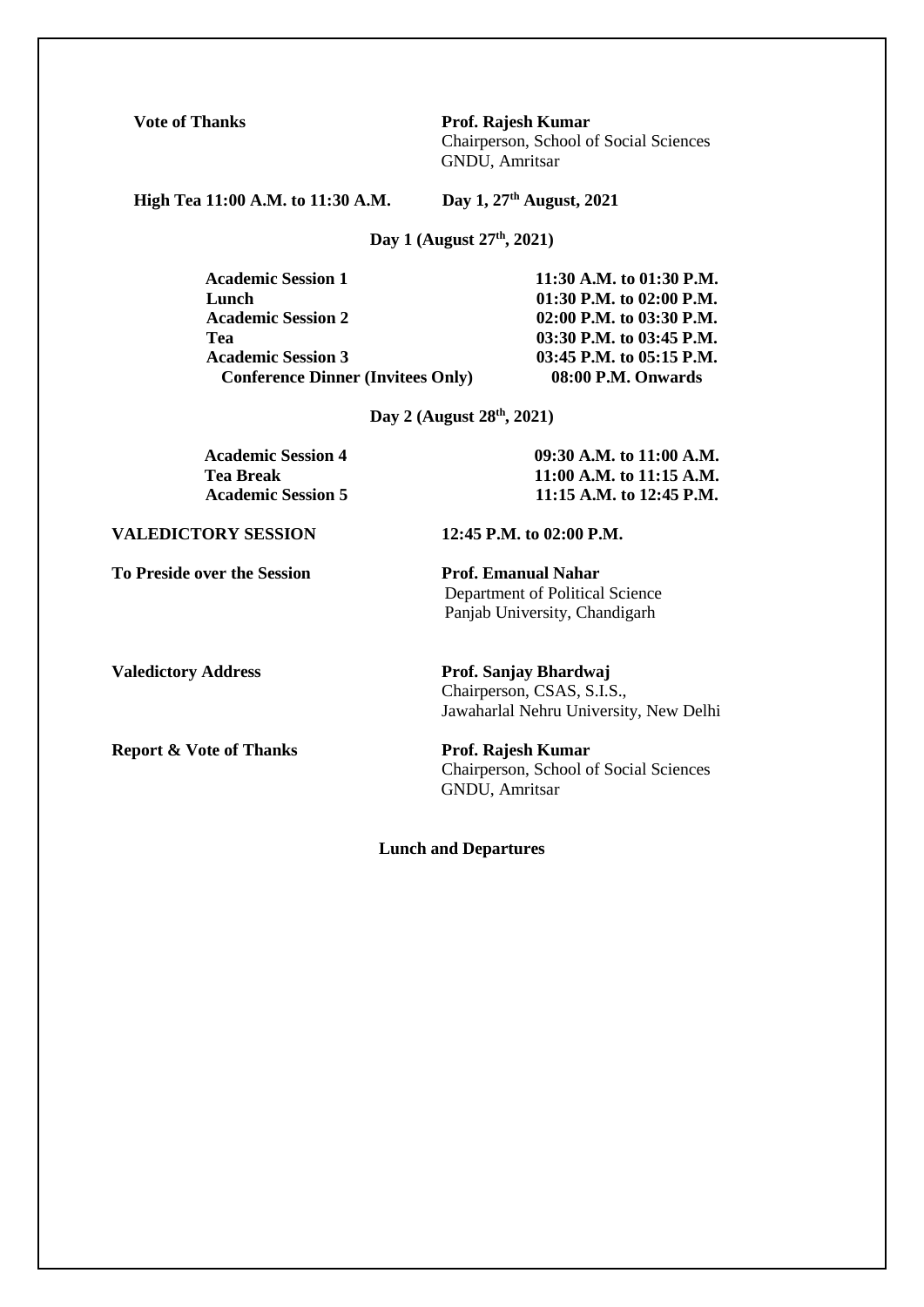**Vote of Thanks** — **Prof. Rajesh Kumar**
Chairperson, School of Social Sciences
GNDU, Amritsar

**High Tea 11:00 A.M. to 11:30 A.M.** — **Day 1, 27th August, 2021**

**Day 1 (August 27th, 2021)**

| | |
|---|---|
| **Academic Session 1** | **11:30 A.M. to 01:30 P.M.** |
| **Lunch** | **01:30 P.M. to 02:00 P.M.** |
| **Academic Session 2** | **02:00 P.M. to 03:30 P.M.** |
| **Tea** | **03:30 P.M. to 03:45 P.M.** |
| **Academic Session 3** | **03:45 P.M. to 05:15 P.M.** |
| **Conference Dinner (Invitees Only)** | **08:00 P.M. Onwards** |

**Day 2 (August 28th, 2021)**

| | |
|---|---|
| **Academic Session 4** | **09:30 A.M. to 11:00 A.M.** |
| **Tea Break** | **11:00 A.M. to 11:15 A.M.** |
| **Academic Session 5** | **11:15 A.M. to 12:45 P.M.** |

**VALEDICTORY SESSION** — **12:45 P.M. to 02:00 P.M.**

**To Preside over the Session** — **Prof. Emanual Nahar**
Department of Political Science
Panjab University, Chandigarh

**Valedictory Address** — **Prof. Sanjay Bhardwaj**
Chairperson, CSAS, S.I.S.,
Jawaharlal Nehru University, New Delhi

**Report & Vote of Thanks** — **Prof. Rajesh Kumar**
Chairperson, School of Social Sciences
GNDU, Amritsar

**Lunch and Departures**